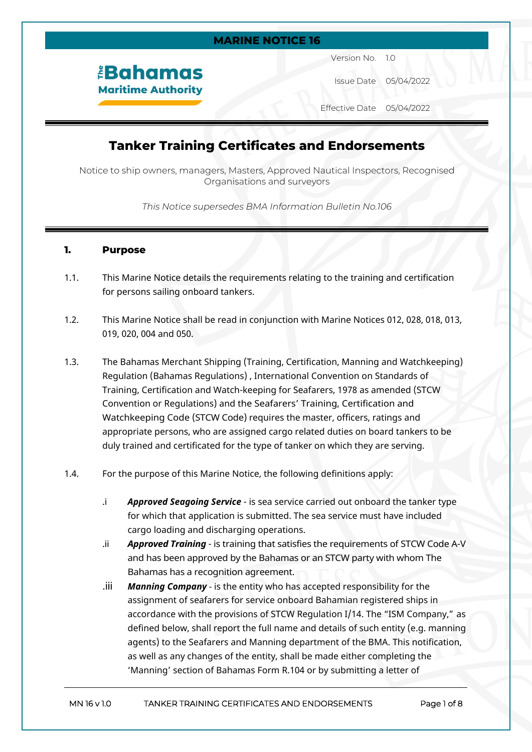**MARINE NOTICE 16**

The Bahamas Maritime Authority

| | |
|---|---|
| Version No. | 1.0 |
| Issue Date | 05/04/2022 |
| Effective Date | 05/04/2022 |

# Tanker Training Certificates and Endorsements

Notice to ship owners, managers, Masters, Approved Nautical Inspectors, Recognised Organisations and surveyors

*This Notice supersedes BMA Information Bulletin No.106*

## 1. Purpose

1.1. This Marine Notice details the requirements relating to the training and certification for persons sailing onboard tankers.

1.2. This Marine Notice shall be read in conjunction with Marine Notices 012, 028, 018, 013, 019, 020, 004 and 050.

1.3. The Bahamas Merchant Shipping (Training, Certification, Manning and Watchkeeping) Regulation (Bahamas Regulations) , International Convention on Standards of Training, Certification and Watch-keeping for Seafarers, 1978 as amended (STCW Convention or Regulations) and the Seafarers' Training, Certification and Watchkeeping Code (STCW Code) requires the master, officers, ratings and appropriate persons, who are assigned cargo related duties on board tankers to be duly trained and certificated for the type of tanker on which they are serving.

1.4. For the purpose of this Marine Notice, the following definitions apply:

.i ***Approved Seagoing Service*** - is sea service carried out onboard the tanker type for which that application is submitted. The sea service must have included cargo loading and discharging operations.

.ii ***Approved Training*** - is training that satisfies the requirements of STCW Code A-V and has been approved by the Bahamas or an STCW party with whom The Bahamas has a recognition agreement.

.iii ***Manning Company*** - is the entity who has accepted responsibility for the assignment of seafarers for service onboard Bahamian registered ships in accordance with the provisions of STCW Regulation I/14. The "ISM Company," as defined below, shall report the full name and details of such entity (e.g. manning agents) to the Seafarers and Manning department of the BMA. This notification, as well as any changes of the entity, shall be made either completing the 'Manning' section of Bahamas Form R.104 or by submitting a letter of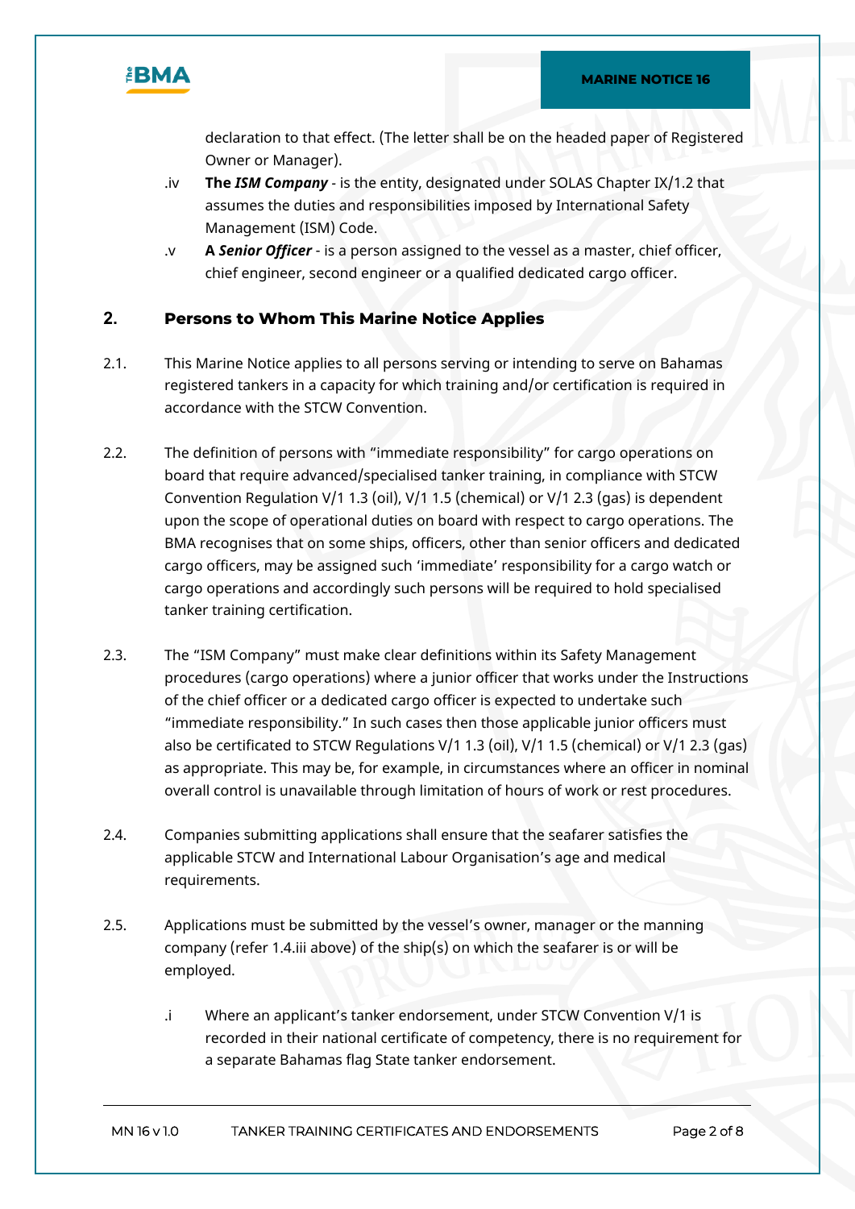declaration to that effect. (The letter shall be on the headed paper of Registered Owner or Manager).

.iv **The *ISM Company*** - is the entity, designated under SOLAS Chapter IX/1.2 that assumes the duties and responsibilities imposed by International Safety Management (ISM) Code.

.v **A *Senior Officer*** - is a person assigned to the vessel as a master, chief officer, chief engineer, second engineer or a qualified dedicated cargo officer.

## 2. Persons to Whom This Marine Notice Applies

2.1. This Marine Notice applies to all persons serving or intending to serve on Bahamas registered tankers in a capacity for which training and/or certification is required in accordance with the STCW Convention.

2.2. The definition of persons with "immediate responsibility" for cargo operations on board that require advanced/specialised tanker training, in compliance with STCW Convention Regulation V/1 1.3 (oil), V/1 1.5 (chemical) or V/1 2.3 (gas) is dependent upon the scope of operational duties on board with respect to cargo operations. The BMA recognises that on some ships, officers, other than senior officers and dedicated cargo officers, may be assigned such 'immediate' responsibility for a cargo watch or cargo operations and accordingly such persons will be required to hold specialised tanker training certification.

2.3. The "ISM Company" must make clear definitions within its Safety Management procedures (cargo operations) where a junior officer that works under the Instructions of the chief officer or a dedicated cargo officer is expected to undertake such "immediate responsibility." In such cases then those applicable junior officers must also be certificated to STCW Regulations V/1 1.3 (oil), V/1 1.5 (chemical) or V/1 2.3 (gas) as appropriate. This may be, for example, in circumstances where an officer in nominal overall control is unavailable through limitation of hours of work or rest procedures.

2.4. Companies submitting applications shall ensure that the seafarer satisfies the applicable STCW and International Labour Organisation's age and medical requirements.

2.5. Applications must be submitted by the vessel's owner, manager or the manning company (refer 1.4.iii above) of the ship(s) on which the seafarer is or will be employed.

.i Where an applicant's tanker endorsement, under STCW Convention V/1 is recorded in their national certificate of competency, there is no requirement for a separate Bahamas flag State tanker endorsement.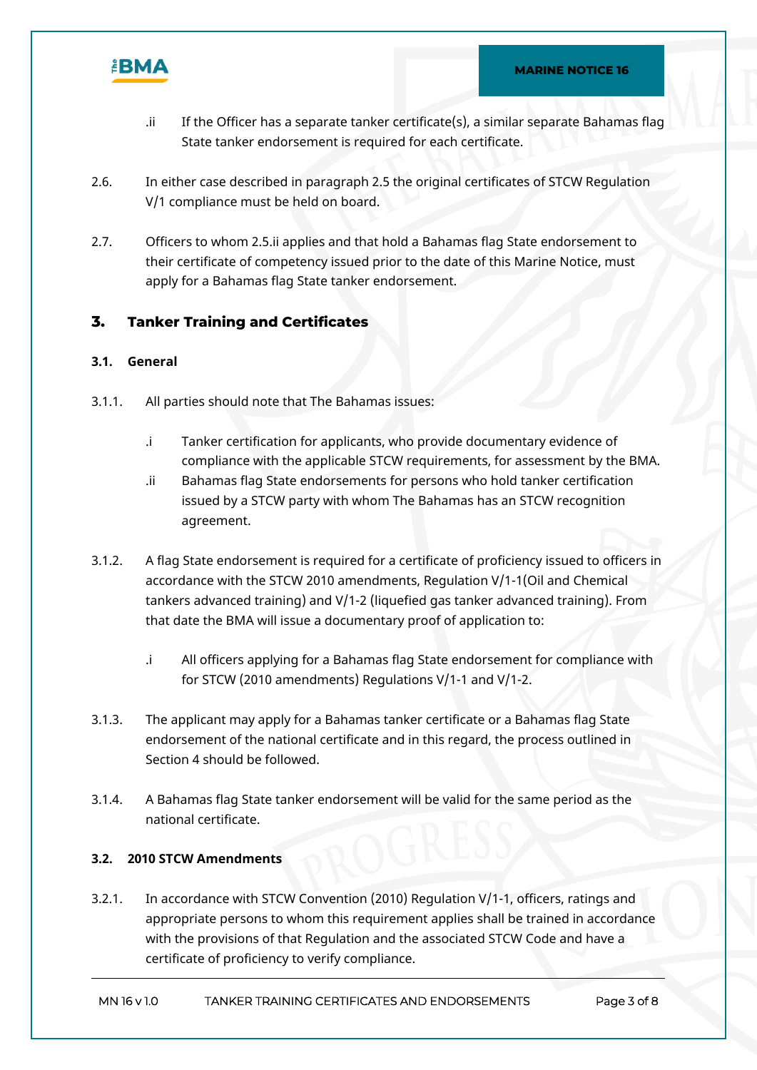.ii If the Officer has a separate tanker certificate(s), a similar separate Bahamas flag State tanker endorsement is required for each certificate.

2.6. In either case described in paragraph 2.5 the original certificates of STCW Regulation V/1 compliance must be held on board.

2.7. Officers to whom 2.5.ii applies and that hold a Bahamas flag State endorsement to their certificate of competency issued prior to the date of this Marine Notice, must apply for a Bahamas flag State tanker endorsement.

## 3. Tanker Training and Certificates

### 3.1. General

3.1.1. All parties should note that The Bahamas issues:

.i Tanker certification for applicants, who provide documentary evidence of compliance with the applicable STCW requirements, for assessment by the BMA.

.ii Bahamas flag State endorsements for persons who hold tanker certification issued by a STCW party with whom The Bahamas has an STCW recognition agreement.

3.1.2. A flag State endorsement is required for a certificate of proficiency issued to officers in accordance with the STCW 2010 amendments, Regulation V/1-1(Oil and Chemical tankers advanced training) and V/1-2 (liquefied gas tanker advanced training). From that date the BMA will issue a documentary proof of application to:

.i All officers applying for a Bahamas flag State endorsement for compliance with for STCW (2010 amendments) Regulations V/1-1 and V/1-2.

3.1.3. The applicant may apply for a Bahamas tanker certificate or a Bahamas flag State endorsement of the national certificate and in this regard, the process outlined in Section 4 should be followed.

3.1.4. A Bahamas flag State tanker endorsement will be valid for the same period as the national certificate.

### 3.2. 2010 STCW Amendments

3.2.1. In accordance with STCW Convention (2010) Regulation V/1-1, officers, ratings and appropriate persons to whom this requirement applies shall be trained in accordance with the provisions of that Regulation and the associated STCW Code and have a certificate of proficiency to verify compliance.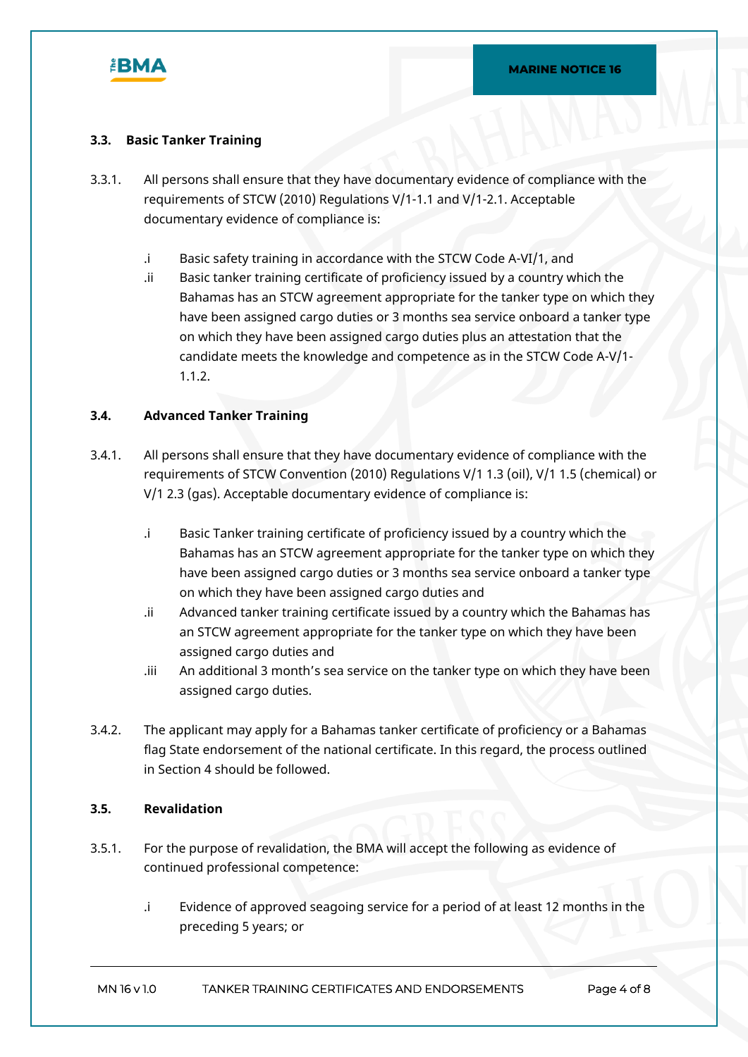### 3.3. Basic Tanker Training

3.3.1. All persons shall ensure that they have documentary evidence of compliance with the requirements of STCW (2010) Regulations V/1-1.1 and V/1-2.1. Acceptable documentary evidence of compliance is:

.i Basic safety training in accordance with the STCW Code A-VI/1, and

.ii Basic tanker training certificate of proficiency issued by a country which the Bahamas has an STCW agreement appropriate for the tanker type on which they have been assigned cargo duties or 3 months sea service onboard a tanker type on which they have been assigned cargo duties plus an attestation that the candidate meets the knowledge and competence as in the STCW Code A-V/1-1.1.2.

### 3.4. Advanced Tanker Training

3.4.1. All persons shall ensure that they have documentary evidence of compliance with the requirements of STCW Convention (2010) Regulations V/1 1.3 (oil), V/1 1.5 (chemical) or V/1 2.3 (gas). Acceptable documentary evidence of compliance is:

.i Basic Tanker training certificate of proficiency issued by a country which the Bahamas has an STCW agreement appropriate for the tanker type on which they have been assigned cargo duties or 3 months sea service onboard a tanker type on which they have been assigned cargo duties and

.ii Advanced tanker training certificate issued by a country which the Bahamas has an STCW agreement appropriate for the tanker type on which they have been assigned cargo duties and

.iii An additional 3 month's sea service on the tanker type on which they have been assigned cargo duties.

3.4.2. The applicant may apply for a Bahamas tanker certificate of proficiency or a Bahamas flag State endorsement of the national certificate. In this regard, the process outlined in Section 4 should be followed.

### 3.5. Revalidation

3.5.1. For the purpose of revalidation, the BMA will accept the following as evidence of continued professional competence:

.i Evidence of approved seagoing service for a period of at least 12 months in the preceding 5 years; or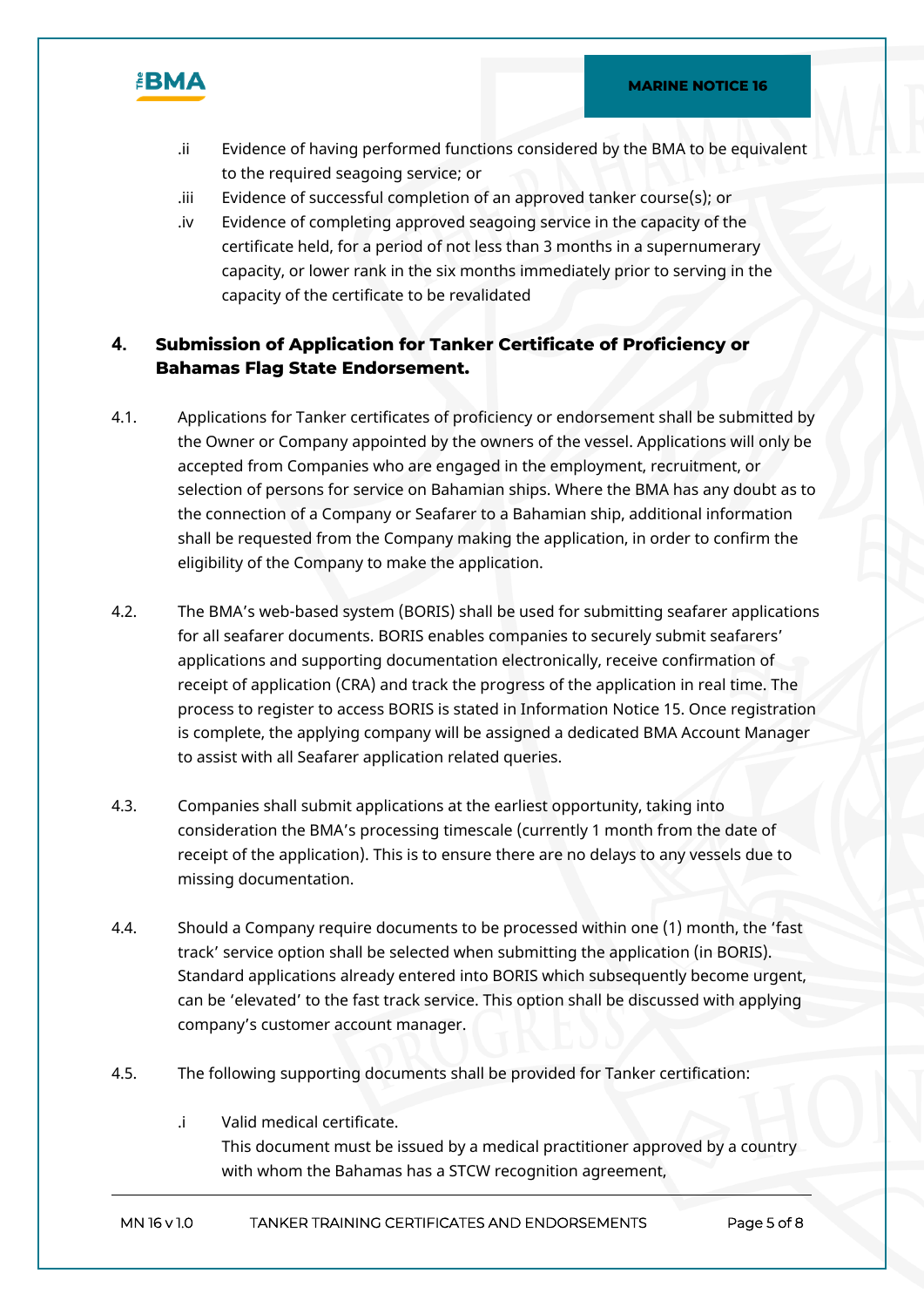.ii Evidence of having performed functions considered by the BMA to be equivalent to the required seagoing service; or

.iii Evidence of successful completion of an approved tanker course(s); or

.iv Evidence of completing approved seagoing service in the capacity of the certificate held, for a period of not less than 3 months in a supernumerary capacity, or lower rank in the six months immediately prior to serving in the capacity of the certificate to be revalidated

## 4. Submission of Application for Tanker Certificate of Proficiency or Bahamas Flag State Endorsement.

4.1. Applications for Tanker certificates of proficiency or endorsement shall be submitted by the Owner or Company appointed by the owners of the vessel. Applications will only be accepted from Companies who are engaged in the employment, recruitment, or selection of persons for service on Bahamian ships. Where the BMA has any doubt as to the connection of a Company or Seafarer to a Bahamian ship, additional information shall be requested from the Company making the application, in order to confirm the eligibility of the Company to make the application.

4.2. The BMA's web-based system (BORIS) shall be used for submitting seafarer applications for all seafarer documents. BORIS enables companies to securely submit seafarers' applications and supporting documentation electronically, receive confirmation of receipt of application (CRA) and track the progress of the application in real time. The process to register to access BORIS is stated in Information Notice 15. Once registration is complete, the applying company will be assigned a dedicated BMA Account Manager to assist with all Seafarer application related queries.

4.3. Companies shall submit applications at the earliest opportunity, taking into consideration the BMA's processing timescale (currently 1 month from the date of receipt of the application). This is to ensure there are no delays to any vessels due to missing documentation.

4.4. Should a Company require documents to be processed within one (1) month, the 'fast track' service option shall be selected when submitting the application (in BORIS). Standard applications already entered into BORIS which subsequently become urgent, can be 'elevated' to the fast track service. This option shall be discussed with applying company's customer account manager.

4.5. The following supporting documents shall be provided for Tanker certification:

.i Valid medical certificate.
This document must be issued by a medical practitioner approved by a country with whom the Bahamas has a STCW recognition agreement,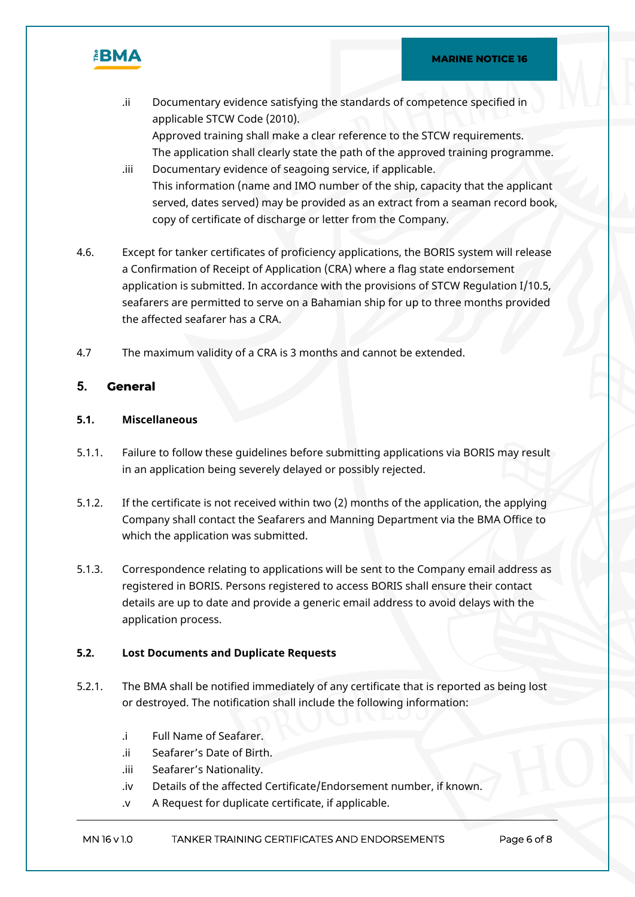.ii Documentary evidence satisfying the standards of competence specified in applicable STCW Code (2010).
Approved training shall make a clear reference to the STCW requirements.
The application shall clearly state the path of the approved training programme.

.iii Documentary evidence of seagoing service, if applicable.
This information (name and IMO number of the ship, capacity that the applicant served, dates served) may be provided as an extract from a seaman record book, copy of certificate of discharge or letter from the Company.

4.6. Except for tanker certificates of proficiency applications, the BORIS system will release a Confirmation of Receipt of Application (CRA) where a flag state endorsement application is submitted. In accordance with the provisions of STCW Regulation I/10.5, seafarers are permitted to serve on a Bahamian ship for up to three months provided the affected seafarer has a CRA.

4.7 The maximum validity of a CRA is 3 months and cannot be extended.

## 5. General

### 5.1. Miscellaneous

5.1.1. Failure to follow these guidelines before submitting applications via BORIS may result in an application being severely delayed or possibly rejected.

5.1.2. If the certificate is not received within two (2) months of the application, the applying Company shall contact the Seafarers and Manning Department via the BMA Office to which the application was submitted.

5.1.3. Correspondence relating to applications will be sent to the Company email address as registered in BORIS. Persons registered to access BORIS shall ensure their contact details are up to date and provide a generic email address to avoid delays with the application process.

### 5.2. Lost Documents and Duplicate Requests

5.2.1. The BMA shall be notified immediately of any certificate that is reported as being lost or destroyed. The notification shall include the following information:

.i Full Name of Seafarer.
.ii Seafarer’s Date of Birth.
.iii Seafarer’s Nationality.
.iv Details of the affected Certificate/Endorsement number, if known.
.v A Request for duplicate certificate, if applicable.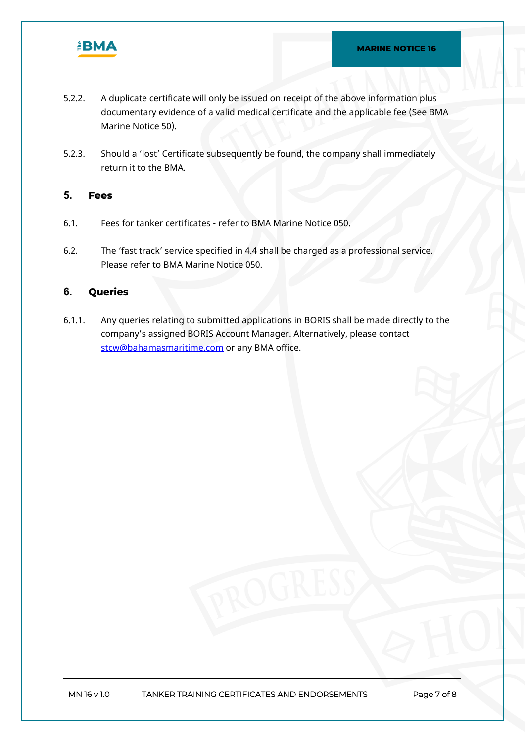5.2.2. A duplicate certificate will only be issued on receipt of the above information plus documentary evidence of a valid medical certificate and the applicable fee (See BMA Marine Notice 50).

5.2.3. Should a 'lost' Certificate subsequently be found, the company shall immediately return it to the BMA.

## 5. Fees

6.1. Fees for tanker certificates - refer to BMA Marine Notice 050.

6.2. The 'fast track' service specified in 4.4 shall be charged as a professional service. Please refer to BMA Marine Notice 050.

## 6. Queries

6.1.1. Any queries relating to submitted applications in BORIS shall be made directly to the company's assigned BORIS Account Manager. Alternatively, please contact [stcw@bahamasmaritime.com](mailto:stcw@bahamasmaritime.com) or any BMA office.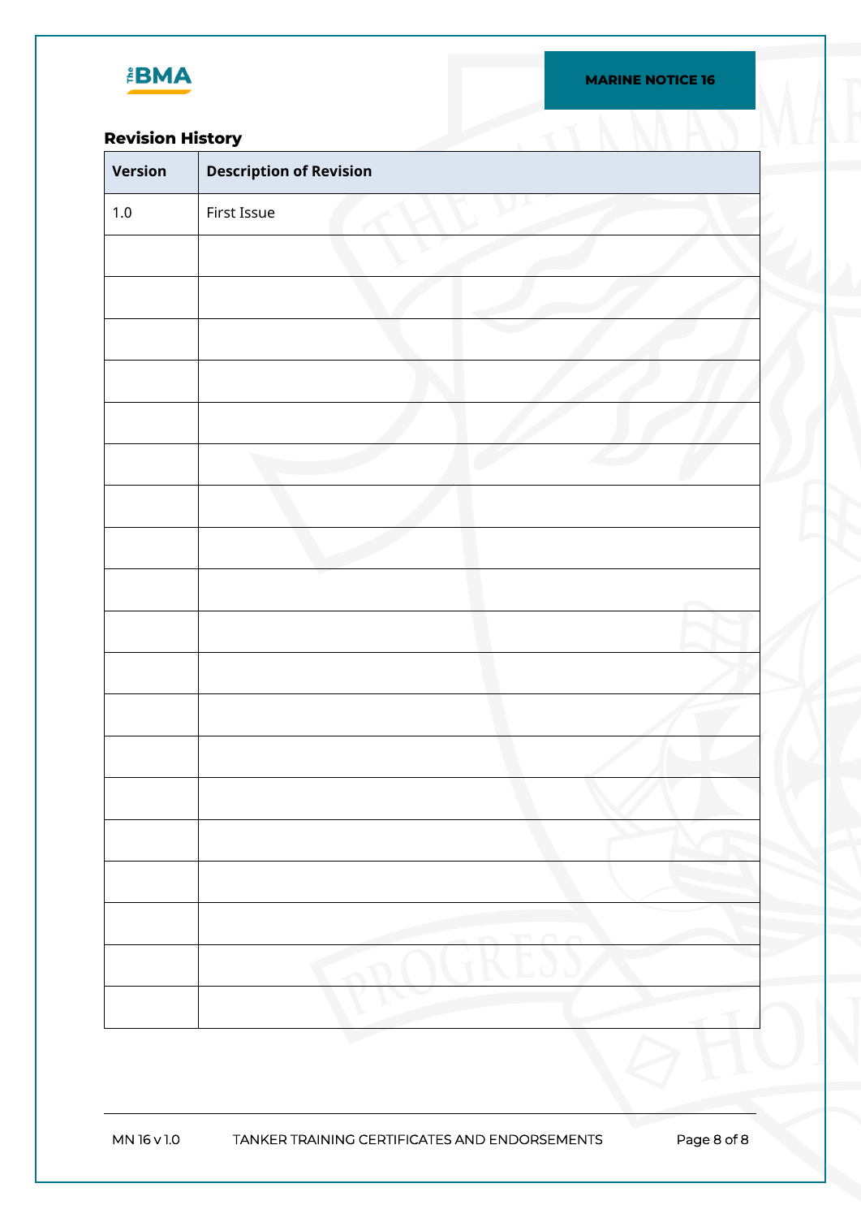**Revision History**

| Version | Description of Revision |
|---|---|
| 1.0 | First Issue |
| | |
| | |
| | |
| | |
| | |
| | |
| | |
| | |
| | |
| | |
| | |
| | |
| | |
| | |
| | |
| | |
| | |
| | |
| | |